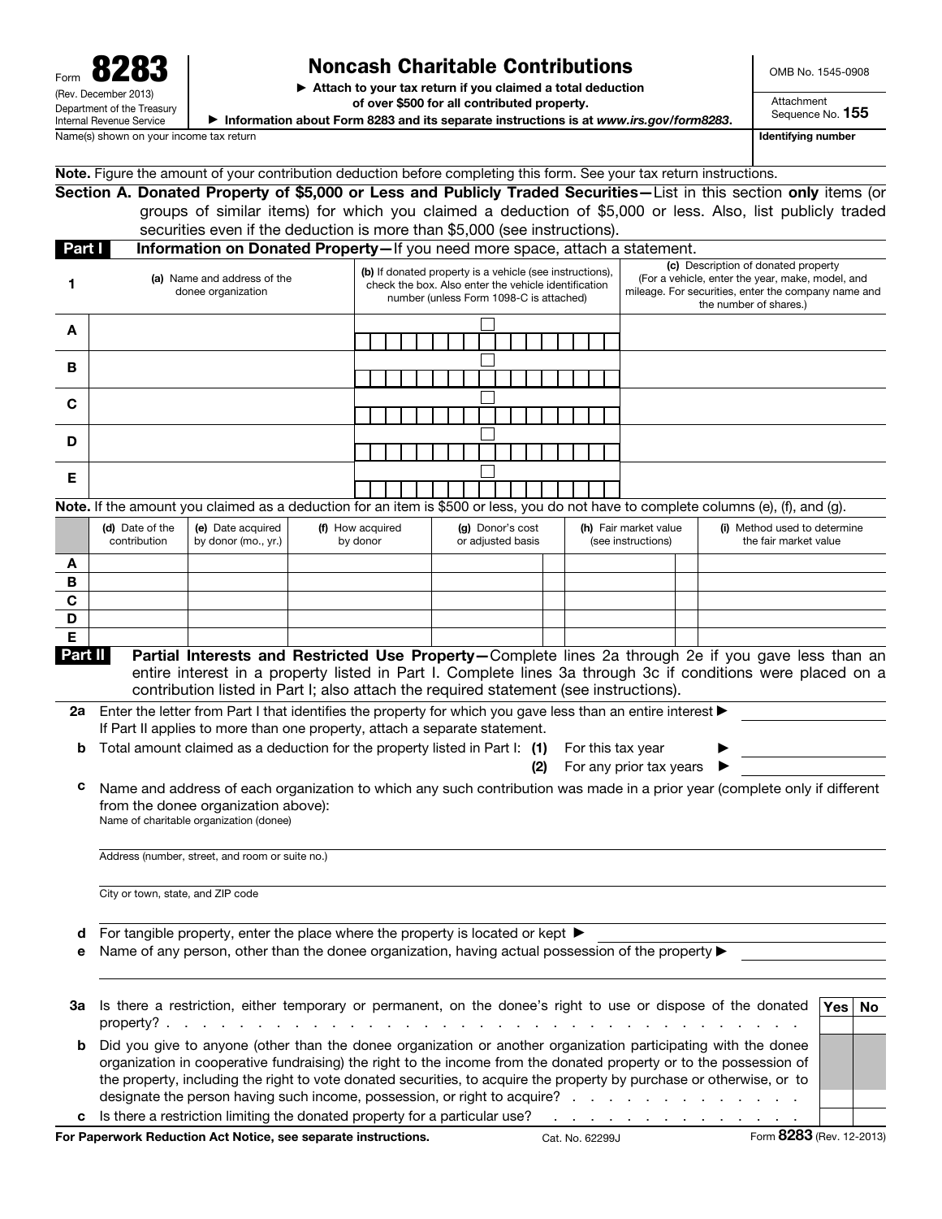Form **8283** (Rev. December 2013) Department of the Treasury Internal Revenue Service

# Noncash Charitable Contributions

► Attach to your tax return if you claimed a total deduction of over $500 for all contributed property.

► Information about Form 8283 and its separate instructions is at *www.irs.gov/form8283*.

OMB No. 1545-0908

Attachment Sequence No. **155**

Name(s) shown on your income tax return | **Identifying number**

**Note.** Figure the amount of your contribution deduction before completing this form. See your tax return instructions.

## Section A. Donated Property of $5,000 or Less and Publicly Traded Securities—List in this section **only** items (or groups of similar items) for which you claimed a deduction of $5,000 or less. Also, list publicly traded securities even if the deduction is more than $5,000 (see instructions).

### Part I Information on Donated Property—If you need more space, attach a statement.

| 1 | (a) Name and address of the donee organization | (b) If donated property is a vehicle (see instructions), check the box. Also enter the vehicle identification number (unless Form 1098-C is attached) | (c) Description of donated property (For a vehicle, enter the year, make, model, and mileage. For securities, enter the company name and the number of shares.) |
|---|---|---|---|
| A | | ☐ | |
| B | | ☐ | |
| C | | ☐ | |
| D | | ☐ | |
| E | | ☐ | |

**Note.** If the amount you claimed as a deduction for an item is $500 or less, you do not have to complete columns (e), (f), and (g).

| | (d) Date of the contribution | (e) Date acquired by donor (mo., yr.) | (f) How acquired by donor | (g) Donor's cost or adjusted basis | (h) Fair market value (see instructions) | (i) Method used to determine the fair market value |
|---|---|---|---|---|---|---|
| A | | | | | | |
| B | | | | | | |
| C | | | | | | |
| D | | | | | | |
| E | | | | | | |

### Part II Partial Interests and Restricted Use Property—Complete lines 2a through 2e if you gave less than an entire interest in a property listed in Part I. Complete lines 3a through 3c if conditions were placed on a contribution listed in Part I; also attach the required statement (see instructions).

**2a** Enter the letter from Part I that identifies the property for which you gave less than an entire interest ► ______
If Part II applies to more than one property, attach a separate statement.

**b** Total amount claimed as a deduction for the property listed in Part I: **(1)** For this tax year ► ______
**(2)** For any prior tax years ► ______

**c** Name and address of each organization to which any such contribution was made in a prior year (complete only if different from the donee organization above):

Name of charitable organization (donee)

Address (number, street, and room or suite no.)

City or town, state, and ZIP code

**d** For tangible property, enter the place where the property is located or kept ► ______

**e** Name of any person, other than the donee organization, having actual possession of the property ► ______

| | | Yes | No |
|---|---|---|---|
| **3a** | Is there a restriction, either temporary or permanent, on the donee's right to use or dispose of the donated property? . . . . . . . . . . . . . . . . . . . . . . . . . . . . . . . . . . | | |
| **b** | Did you give to anyone (other than the donee organization or another organization participating with the donee organization in cooperative fundraising) the right to the income from the donated property or to the possession of the property, including the right to vote donated securities, to acquire the property by purchase or otherwise, or to designate the person having such income, possession, or right to acquire? . . . . . . . . . . . . . . | | |
| **c** | Is there a restriction limiting the donated property for a particular use? . . . . . . . . . . . . . . . | | |

**For Paperwork Reduction Act Notice, see separate instructions.** Cat. No. 62299J Form **8283** (Rev. 12-2013)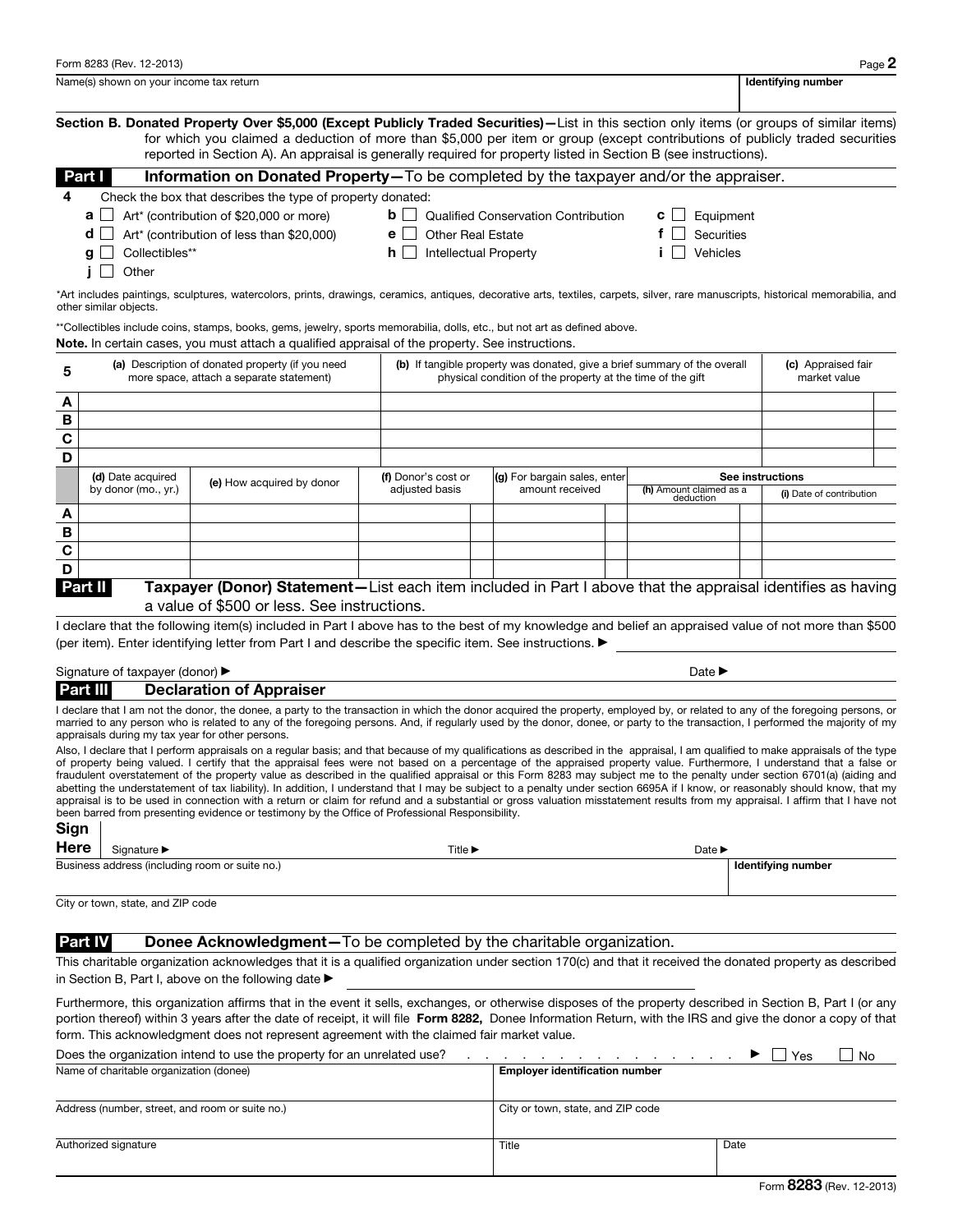Name(s) shown on your income tax return | **Identifying number**

**Section B. Donated Property Over $5,000 (Except Publicly Traded Securities)**—List in this section only items (or groups of similar items) for which you claimed a deduction of more than $5,000 per item or group (except contributions of publicly traded securities reported in Section A). An appraisal is generally required for property listed in Section B (see instructions).

## Part I Information on Donated Property—To be completed by the taxpayer and/or the appraiser.

**4** Check the box that describes the type of property donated:

- **a** ☐ Art* (contribution of $20,000 or more)
- **b** ☐ Qualified Conservation Contribution
- **c** ☐ Equipment
- **d** ☐ Art* (contribution of less than $20,000)
- **e** ☐ Other Real Estate
- **f** ☐ Securities
- **g** ☐ Collectibles**
- **h** ☐ Intellectual Property
- **i** ☐ Vehicles
- **j** ☐ Other

*Art includes paintings, sculptures, watercolors, prints, drawings, ceramics, antiques, decorative arts, textiles, carpets, silver, rare manuscripts, historical memorabilia, and other similar objects.

**Collectibles include coins, stamps, books, gems, jewelry, sports memorabilia, dolls, etc., but not art as defined above.

**Note.** In certain cases, you must attach a qualified appraisal of the property. See instructions.

| 5 | (a) Description of donated property (if you need more space, attach a separate statement) | (b) If tangible property was donated, give a brief summary of the overall physical condition of the property at the time of the gift | (c) Appraised fair market value |
|---|---|---|---|
| A | | | |
| B | | | |
| C | | | |
| D | | | |

| | (d) Date acquired by donor (mo., yr.) | (e) How acquired by donor | (f) Donor's cost or adjusted basis | (g) For bargain sales, enter amount received | See instructions | |
|---|---|---|---|---|---|---|
| | | | | | (h) Amount claimed as a deduction | (i) Date of contribution |
| A | | | | | | |
| B | | | | | | |
| C | | | | | | |
| D | | | | | | |

## Part II Taxpayer (Donor) Statement—List each item included in Part I above that the appraisal identifies as having a value of $500 or less. See instructions.

I declare that the following item(s) included in Part I above has to the best of my knowledge and belief an appraised value of not more than $500 (per item). Enter identifying letter from Part I and describe the specific item. See instructions. ▶

Signature of taxpayer (donor) ▶ Date ▶

## Part III Declaration of Appraiser

I declare that I am not the donor, the donee, a party to the transaction in which the donor acquired the property, employed by, or related to any of the foregoing persons, or married to any person who is related to any of the foregoing persons. And, if regularly used by the donor, donee, or party to the transaction, I performed the majority of my appraisals during my tax year for other persons.

Also, I declare that I perform appraisals on a regular basis; and that because of my qualifications as described in the appraisal, I am qualified to make appraisals of the type of property being valued. I certify that the appraisal fees were not based on a percentage of the appraised property value. Furthermore, I understand that a false or fraudulent overstatement of the property value as described in the qualified appraisal or this Form 8283 may subject me to the penalty under section 6701(a) (aiding and abetting the understatement of tax liability). In addition, I understand that I may be subject to a penalty under section 6695A if I know, or reasonably should know, that my appraisal is to be used in connection with a return or claim for refund and a substantial or gross valuation misstatement results from my appraisal. I affirm that I have not been barred from presenting evidence or testimony by the Office of Professional Responsibility.

**Sign Here** Signature ▶ Title ▶ Date ▶

Business address (including room or suite no.) | **Identifying number**

City or town, state, and ZIP code

## Part IV Donee Acknowledgment—To be completed by the charitable organization.

This charitable organization acknowledges that it is a qualified organization under section 170(c) and that it received the donated property as described in Section B, Part I, above on the following date ▶

Furthermore, this organization affirms that in the event it sells, exchanges, or otherwise disposes of the property described in Section B, Part I (or any portion thereof) within 3 years after the date of receipt, it will file **Form 8282,** Donee Information Return, with the IRS and give the donor a copy of that form. This acknowledgment does not represent agreement with the claimed fair market value.

Does the organization intend to use the property for an unrelated use? . . . . . . . . . . . . . . . . . . ▶ ☐ Yes ☐ No

| Name of charitable organization (donee) | **Employer identification number** | |
|---|---|---|
| Address (number, street, and room or suite no.) | City or town, state, and ZIP code | |
| Authorized signature | Title | Date |

Form **8283** (Rev. 12-2013)